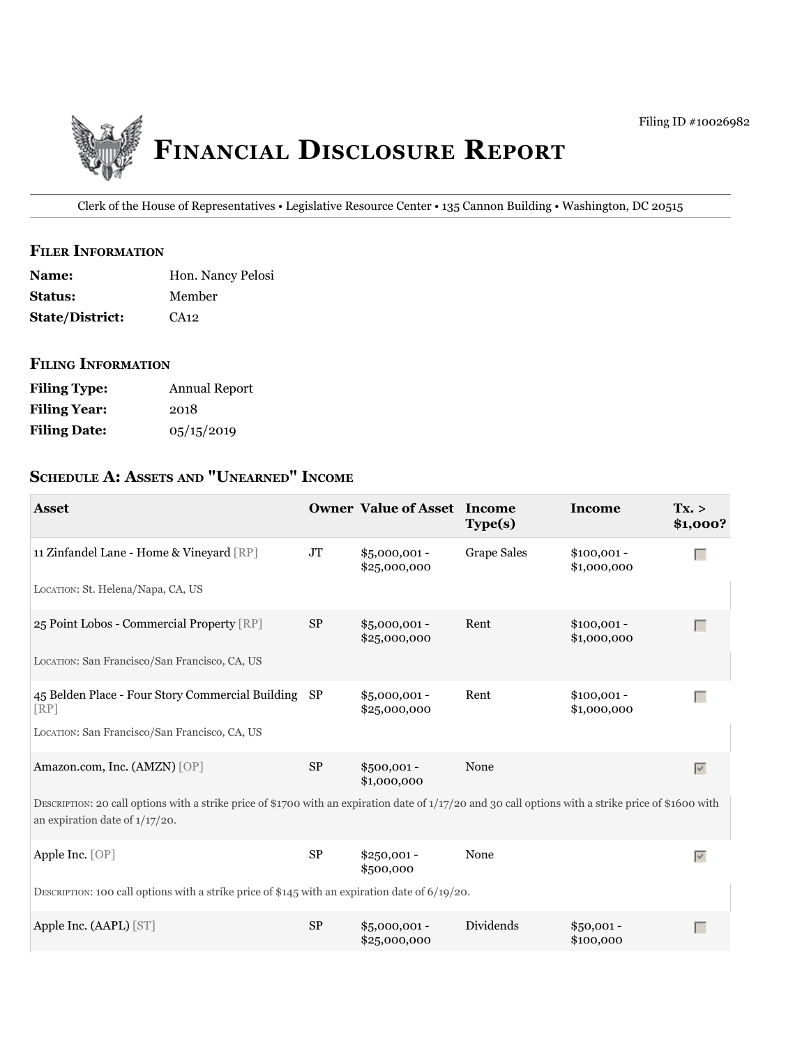Filing ID #10026982

# Financial Disclosure Report

Clerk of the House of Representatives • Legislative Resource Center • 135 Cannon Building • Washington, DC 20515

## Filer Information

**Name:** Hon. Nancy Pelosi
**Status:** Member
**State/District:** CA12

## Filing Information

**Filing Type:** Annual Report
**Filing Year:** 2018
**Filing Date:** 05/15/2019

## Schedule A: Assets and "Unearned" Income

| Asset | Owner | Value of Asset | Income Type(s) | Income | Tx. > $1,000? |
|---|---|---|---|---|---|
| 11 Zinfandel Lane - Home & Vineyard [RP] | JT | $5,000,001 - $25,000,000 | Grape Sales | $100,001 - $1,000,000 | ☐ |
| Location: St. Helena/Napa, CA, US | | | | | |
| 25 Point Lobos - Commercial Property [RP] | SP | $5,000,001 - $25,000,000 | Rent | $100,001 - $1,000,000 | ☐ |
| Location: San Francisco/San Francisco, CA, US | | | | | |
| 45 Belden Place - Four Story Commercial Building [RP] | SP | $5,000,001 - $25,000,000 | Rent | $100,001 - $1,000,000 | ☐ |
| Location: San Francisco/San Francisco, CA, US | | | | | |
| Amazon.com, Inc. (AMZN) [OP] | SP | $500,001 - $1,000,000 | None | | ☑ |
| Description: 20 call options with a strike price of $1700 with an expiration date of 1/17/20 and 30 call options with a strike price of $1600 with an expiration date of 1/17/20. | | | | | |
| Apple Inc. [OP] | SP | $250,001 - $500,000 | None | | ☑ |
| Description: 100 call options with a strike price of $145 with an expiration date of 6/19/20. | | | | | |
| Apple Inc. (AAPL) [ST] | SP | $5,000,001 - $25,000,000 | Dividends | $50,001 - $100,000 | ☐ |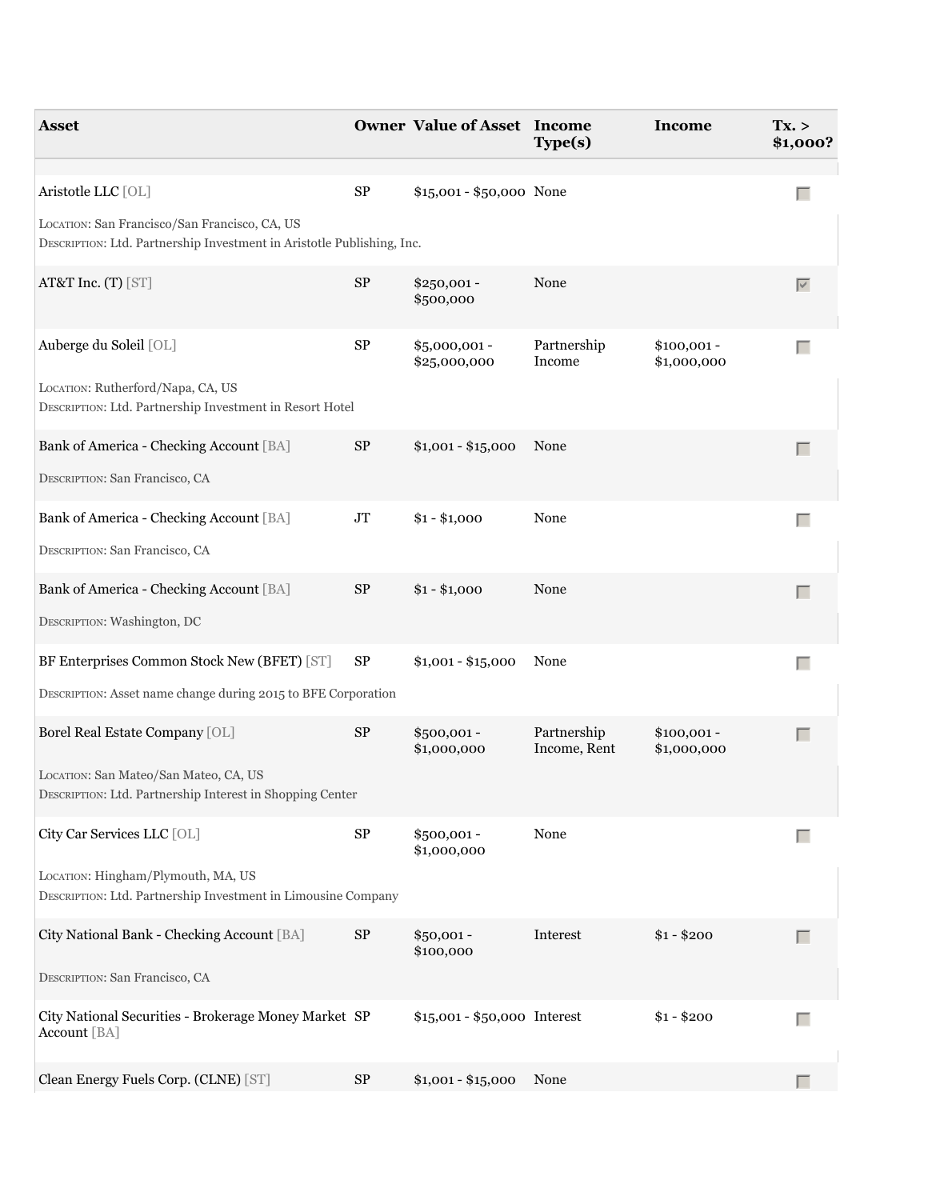| Asset | Owner | Value of Asset | Income Type(s) | Income | Tx. > $1,000? |
| --- | --- | --- | --- | --- | --- |
| Aristotle LLC [OL]<br>LOCATION: San Francisco/San Francisco, CA, US<br>DESCRIPTION: Ltd. Partnership Investment in Aristotle Publishing, Inc. | SP | $15,001 - $50,000 | None | | ☐ |
| AT&T Inc. (T) [ST] | SP | $250,001 - $500,000 | None | | ☑ |
| Auberge du Soleil [OL]<br>LOCATION: Rutherford/Napa, CA, US<br>DESCRIPTION: Ltd. Partnership Investment in Resort Hotel | SP | $5,000,001 - $25,000,000 | Partnership Income | $100,001 - $1,000,000 | ☐ |
| Bank of America - Checking Account [BA]<br>DESCRIPTION: San Francisco, CA | SP | $1,001 - $15,000 | None | | ☐ |
| Bank of America - Checking Account [BA]<br>DESCRIPTION: San Francisco, CA | JT | $1 - $1,000 | None | | ☐ |
| Bank of America - Checking Account [BA]<br>DESCRIPTION: Washington, DC | SP | $1 - $1,000 | None | | ☐ |
| BF Enterprises Common Stock New (BFET) [ST]<br>DESCRIPTION: Asset name change during 2015 to BFE Corporation | SP | $1,001 - $15,000 | None | | ☐ |
| Borel Real Estate Company [OL]<br>LOCATION: San Mateo/San Mateo, CA, US<br>DESCRIPTION: Ltd. Partnership Interest in Shopping Center | SP | $500,001 - $1,000,000 | Partnership Income, Rent | $100,001 - $1,000,000 | ☐ |
| City Car Services LLC [OL]<br>LOCATION: Hingham/Plymouth, MA, US<br>DESCRIPTION: Ltd. Partnership Investment in Limousine Company | SP | $500,001 - $1,000,000 | None | | ☐ |
| City National Bank - Checking Account [BA]<br>DESCRIPTION: San Francisco, CA | SP | $50,001 - $100,000 | Interest | $1 - $200 | ☐ |
| City National Securities - Brokerage Money Market Account [BA] | SP | $15,001 - $50,000 | Interest | $1 - $200 | ☐ |
| Clean Energy Fuels Corp. (CLNE) [ST] | SP | $1,001 - $15,000 | None | | ☐ |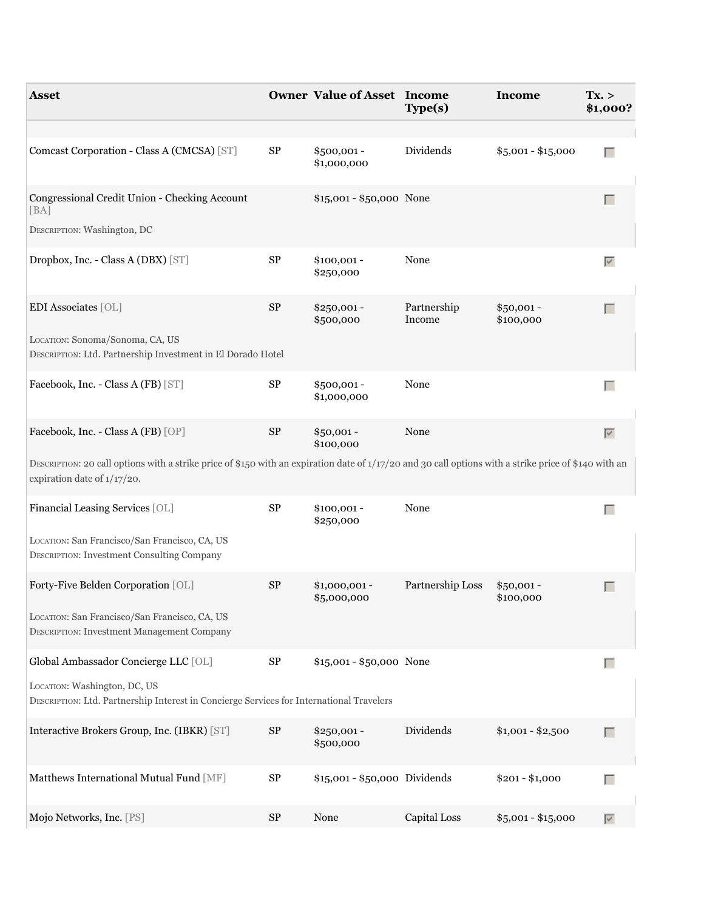| Asset | Owner | Value of Asset | Income Type(s) | Income | Tx. > $1,000? |
|---|---|---|---|---|---|
| Comcast Corporation - Class A (CMCSA) [ST] | SP | $500,001 - $1,000,000 | Dividends | $5,001 - $15,000 | |
| Congressional Credit Union - Checking Account [BA]<br>DESCRIPTION: Washington, DC | | $15,001 - $50,000 | None | | |
| Dropbox, Inc. - Class A (DBX) [ST] | SP | $100,001 - $250,000 | None | | ✓ |
| EDI Associates [OL]<br>LOCATION: Sonoma/Sonoma, CA, US<br>DESCRIPTION: Ltd. Partnership Investment in El Dorado Hotel | SP | $250,001 - $500,000 | Partnership Income | $50,001 - $100,000 | |
| Facebook, Inc. - Class A (FB) [ST] | SP | $500,001 - $1,000,000 | None | | |
| Facebook, Inc. - Class A (FB) [OP]<br>DESCRIPTION: 20 call options with a strike price of $150 with an expiration date of 1/17/20 and 30 call options with a strike price of $140 with an expiration date of 1/17/20. | SP | $50,001 - $100,000 | None | | ✓ |
| Financial Leasing Services [OL]<br>LOCATION: San Francisco/San Francisco, CA, US<br>DESCRIPTION: Investment Consulting Company | SP | $100,001 - $250,000 | None | | |
| Forty-Five Belden Corporation [OL]<br>LOCATION: San Francisco/San Francisco, CA, US<br>DESCRIPTION: Investment Management Company | SP | $1,000,001 - $5,000,000 | Partnership Loss | $50,001 - $100,000 | |
| Global Ambassador Concierge LLC [OL]<br>LOCATION: Washington, DC, US<br>DESCRIPTION: Ltd. Partnership Interest in Concierge Services for International Travelers | SP | $15,001 - $50,000 | None | | |
| Interactive Brokers Group, Inc. (IBKR) [ST] | SP | $250,001 - $500,000 | Dividends | $1,001 - $2,500 | |
| Matthews International Mutual Fund [MF] | SP | $15,001 - $50,000 | Dividends | $201 - $1,000 | |
| Mojo Networks, Inc. [PS] | SP | None | Capital Loss | $5,001 - $15,000 | ✓ |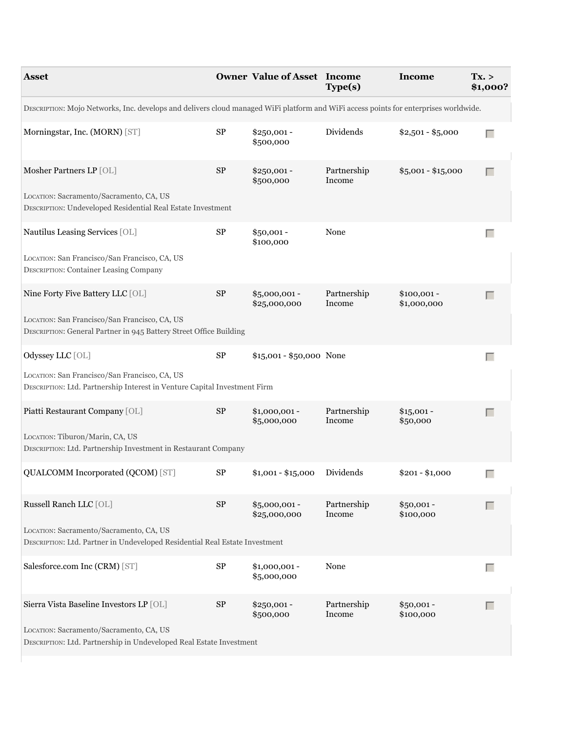| Asset | Owner | Value of Asset | Income Type(s) | Income | Tx. > $1,000? |
| --- | --- | --- | --- | --- | --- |
| DESCRIPTION: Mojo Networks, Inc. develops and delivers cloud managed WiFi platform and WiFi access points for enterprises worldwide. | | | | | |
| Morningstar, Inc. (MORN) [ST] | SP | $250,001 - $500,000 | Dividends | $2,501 - $5,000 | |
| Mosher Partners LP [OL] | SP | $250,001 - $500,000 | Partnership Income | $5,001 - $15,000 | |
| LOCATION: Sacramento/Sacramento, CA, US<br>DESCRIPTION: Undeveloped Residential Real Estate Investment | | | | | |
| Nautilus Leasing Services [OL] | SP | $50,001 - $100,000 | None | | |
| LOCATION: San Francisco/San Francisco, CA, US<br>DESCRIPTION: Container Leasing Company | | | | | |
| Nine Forty Five Battery LLC [OL] | SP | $5,000,001 - $25,000,000 | Partnership Income | $100,001 - $1,000,000 | |
| LOCATION: San Francisco/San Francisco, CA, US<br>DESCRIPTION: General Partner in 945 Battery Street Office Building | | | | | |
| Odyssey LLC [OL] | SP | $15,001 - $50,000 | None | | |
| LOCATION: San Francisco/San Francisco, CA, US<br>DESCRIPTION: Ltd. Partnership Interest in Venture Capital Investment Firm | | | | | |
| Piatti Restaurant Company [OL] | SP | $1,000,001 - $5,000,000 | Partnership Income | $15,001 - $50,000 | |
| LOCATION: Tiburon/Marin, CA, US<br>DESCRIPTION: Ltd. Partnership Investment in Restaurant Company | | | | | |
| QUALCOMM Incorporated (QCOM) [ST] | SP | $1,001 - $15,000 | Dividends | $201 - $1,000 | |
| Russell Ranch LLC [OL] | SP | $5,000,001 - $25,000,000 | Partnership Income | $50,001 - $100,000 | |
| LOCATION: Sacramento/Sacramento, CA, US<br>DESCRIPTION: Ltd. Partner in Undeveloped Residential Real Estate Investment | | | | | |
| Salesforce.com Inc (CRM) [ST] | SP | $1,000,001 - $5,000,000 | None | | |
| Sierra Vista Baseline Investors LP [OL] | SP | $250,001 - $500,000 | Partnership Income | $50,001 - $100,000 | |
| LOCATION: Sacramento/Sacramento, CA, US<br>DESCRIPTION: Ltd. Partnership in Undeveloped Real Estate Investment | | | | | |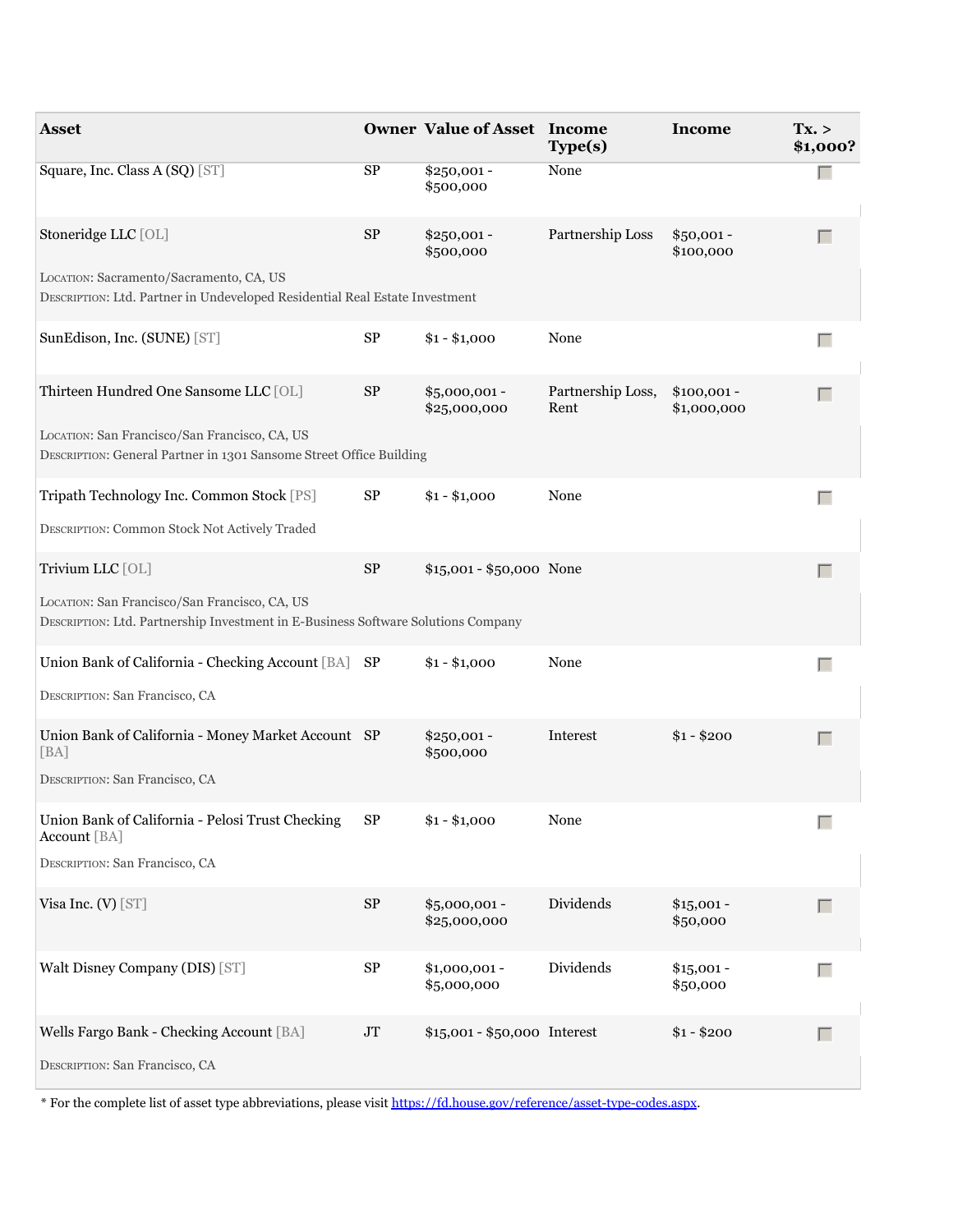| Asset | Owner | Value of Asset | Income Type(s) | Income | Tx. > $1,000? |
| --- | --- | --- | --- | --- | --- |
| Square, Inc. Class A (SQ) [ST] | SP | $250,001 - $500,000 | None | | |
| Stoneridge LLC [OL]<br>LOCATION: Sacramento/Sacramento, CA, US<br>DESCRIPTION: Ltd. Partner in Undeveloped Residential Real Estate Investment | SP | $250,001 - $500,000 | Partnership Loss | $50,001 - $100,000 | |
| SunEdison, Inc. (SUNE) [ST] | SP | $1 - $1,000 | None | | |
| Thirteen Hundred One Sansome LLC [OL]<br>LOCATION: San Francisco/San Francisco, CA, US<br>DESCRIPTION: General Partner in 1301 Sansome Street Office Building | SP | $5,000,001 - $25,000,000 | Partnership Loss, Rent | $100,001 - $1,000,000 | |
| Tripath Technology Inc. Common Stock [PS]<br>DESCRIPTION: Common Stock Not Actively Traded | SP | $1 - $1,000 | None | | |
| Trivium LLC [OL]<br>LOCATION: San Francisco/San Francisco, CA, US<br>DESCRIPTION: Ltd. Partnership Investment in E-Business Software Solutions Company | SP | $15,001 - $50,000 | None | | |
| Union Bank of California - Checking Account [BA]<br>DESCRIPTION: San Francisco, CA | SP | $1 - $1,000 | None | | |
| Union Bank of California - Money Market Account [BA]<br>DESCRIPTION: San Francisco, CA | SP | $250,001 - $500,000 | Interest | $1 - $200 | |
| Union Bank of California - Pelosi Trust Checking Account [BA]<br>DESCRIPTION: San Francisco, CA | SP | $1 - $1,000 | None | | |
| Visa Inc. (V) [ST] | SP | $5,000,001 - $25,000,000 | Dividends | $15,001 - $50,000 | |
| Walt Disney Company (DIS) [ST] | SP | $1,000,001 - $5,000,000 | Dividends | $15,001 - $50,000 | |
| Wells Fargo Bank - Checking Account [BA]<br>DESCRIPTION: San Francisco, CA | JT | $15,001 - $50,000 | Interest | $1 - $200 | |

* For the complete list of asset type abbreviations, please visit https://fd.house.gov/reference/asset-type-codes.aspx.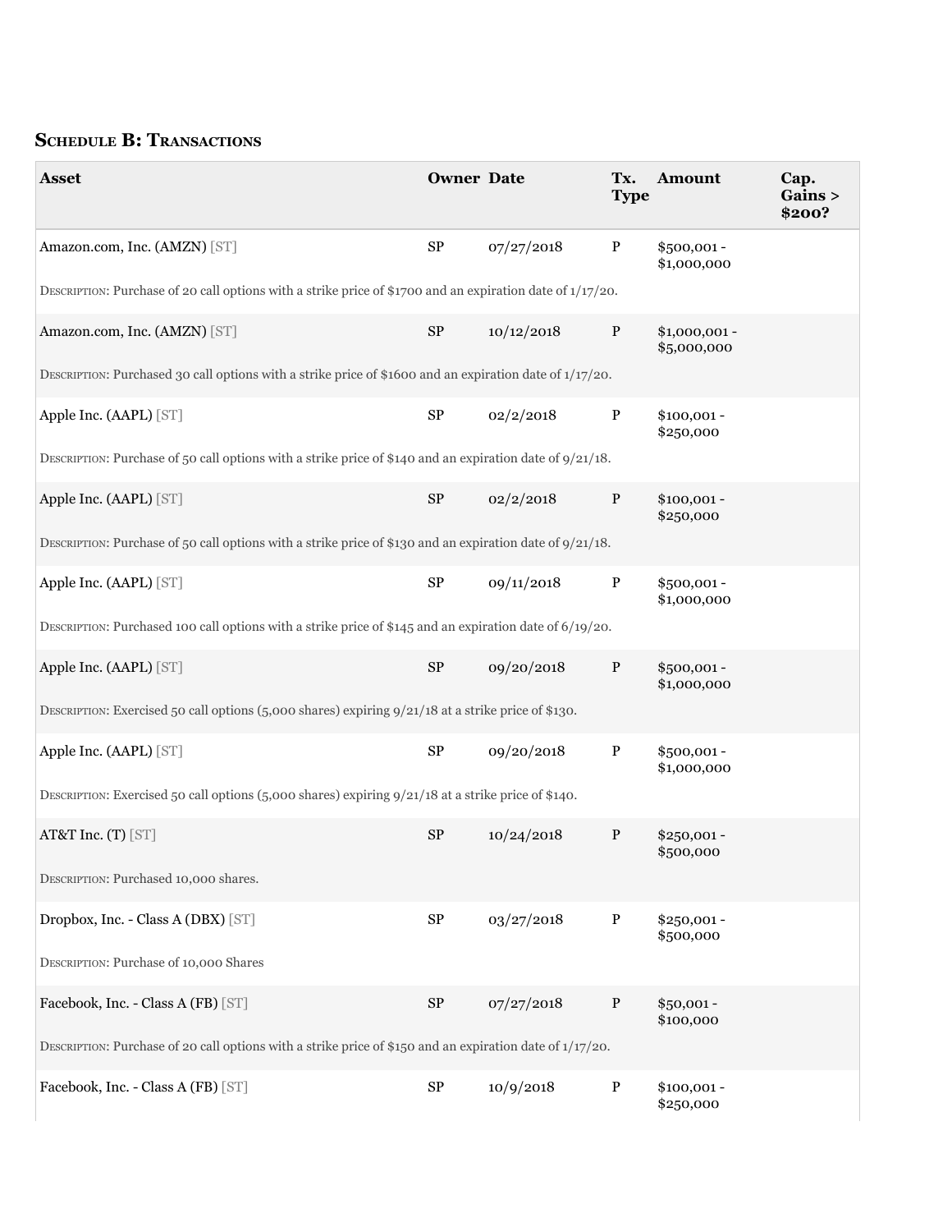## Schedule B: Transactions

| Asset | Owner | Date | Tx. Type | Amount | Cap. Gains > $200? |
|---|---|---|---|---|---|
| Amazon.com, Inc. (AMZN) [ST] | SP | 07/27/2018 | P | $500,001 - $1,000,000 | |
| Description: Purchase of 20 call options with a strike price of $1700 and an expiration date of 1/17/20. | | | | | |
| Amazon.com, Inc. (AMZN) [ST] | SP | 10/12/2018 | P | $1,000,001 - $5,000,000 | |
| Description: Purchased 30 call options with a strike price of $1600 and an expiration date of 1/17/20. | | | | | |
| Apple Inc. (AAPL) [ST] | SP | 02/2/2018 | P | $100,001 - $250,000 | |
| Description: Purchase of 50 call options with a strike price of $140 and an expiration date of 9/21/18. | | | | | |
| Apple Inc. (AAPL) [ST] | SP | 02/2/2018 | P | $100,001 - $250,000 | |
| Description: Purchase of 50 call options with a strike price of $130 and an expiration date of 9/21/18. | | | | | |
| Apple Inc. (AAPL) [ST] | SP | 09/11/2018 | P | $500,001 - $1,000,000 | |
| Description: Purchased 100 call options with a strike price of $145 and an expiration date of 6/19/20. | | | | | |
| Apple Inc. (AAPL) [ST] | SP | 09/20/2018 | P | $500,001 - $1,000,000 | |
| Description: Exercised 50 call options (5,000 shares) expiring 9/21/18 at a strike price of $130. | | | | | |
| Apple Inc. (AAPL) [ST] | SP | 09/20/2018 | P | $500,001 - $1,000,000 | |
| Description: Exercised 50 call options (5,000 shares) expiring 9/21/18 at a strike price of $140. | | | | | |
| AT&T Inc. (T) [ST] | SP | 10/24/2018 | P | $250,001 - $500,000 | |
| Description: Purchased 10,000 shares. | | | | | |
| Dropbox, Inc. - Class A (DBX) [ST] | SP | 03/27/2018 | P | $250,001 - $500,000 | |
| Description: Purchase of 10,000 Shares | | | | | |
| Facebook, Inc. - Class A (FB) [ST] | SP | 07/27/2018 | P | $50,001 - $100,000 | |
| Description: Purchase of 20 call options with a strike price of $150 and an expiration date of 1/17/20. | | | | | |
| Facebook, Inc. - Class A (FB) [ST] | SP | 10/9/2018 | P | $100,001 - $250,000 | |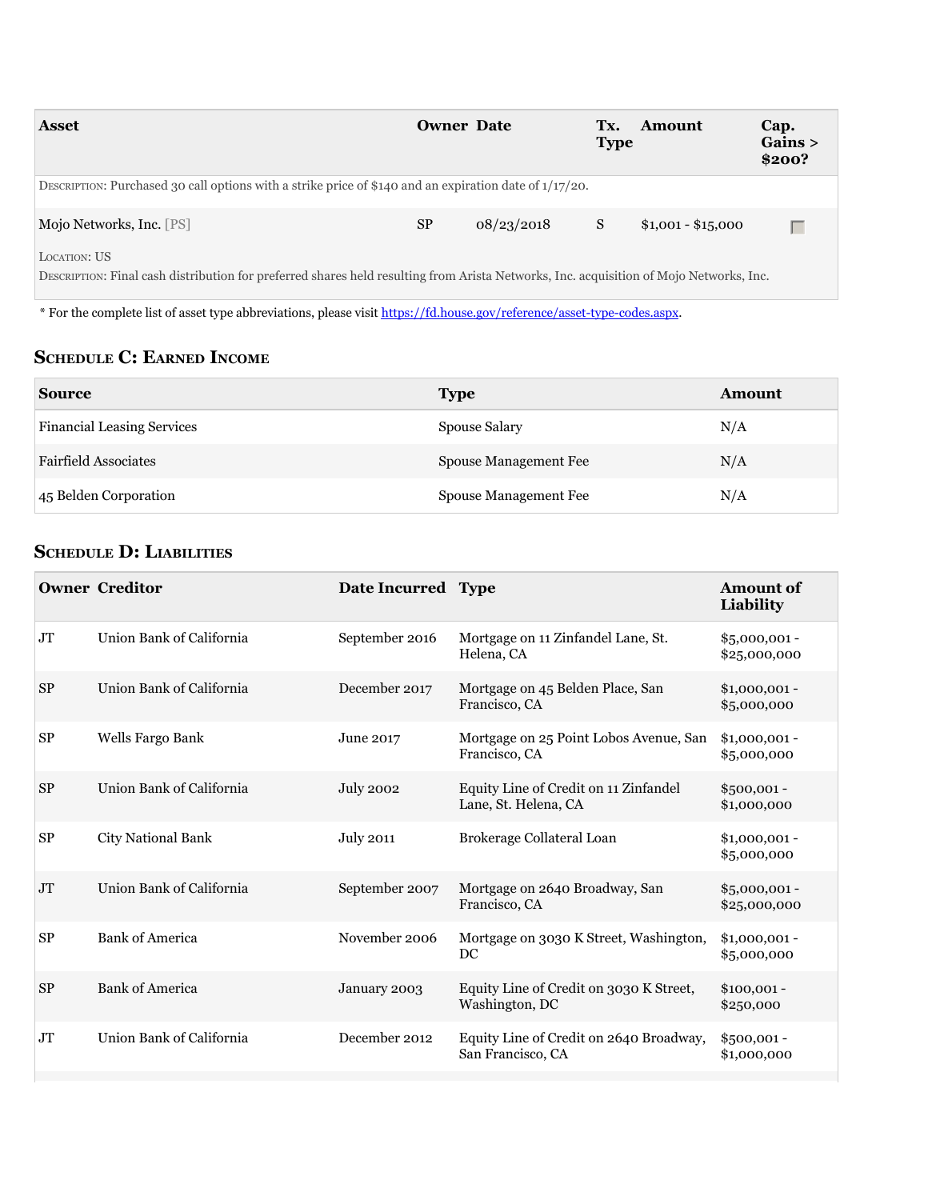| Asset | Owner | Date | Tx. Type | Amount | Cap. Gains > $200? |
| --- | --- | --- | --- | --- | --- |
| DESCRIPTION: Purchased 30 call options with a strike price of $140 and an expiration date of 1/17/20. | | | | | |
| Mojo Networks, Inc. [PS] | SP | 08/23/2018 | S | $1,001 - $15,000 | ☐ |
| LOCATION: US<br>DESCRIPTION: Final cash distribution for preferred shares held resulting from Arista Networks, Inc. acquisition of Mojo Networks, Inc. | | | | | |

* For the complete list of asset type abbreviations, please visit https://fd.house.gov/reference/asset-type-codes.aspx.

## Schedule C: Earned Income

| Source | Type | Amount |
| --- | --- | --- |
| Financial Leasing Services | Spouse Salary | N/A |
| Fairfield Associates | Spouse Management Fee | N/A |
| 45 Belden Corporation | Spouse Management Fee | N/A |

## Schedule D: Liabilities

| Owner | Creditor | Date Incurred | Type | Amount of Liability |
| --- | --- | --- | --- | --- |
| JT | Union Bank of California | September 2016 | Mortgage on 11 Zinfandel Lane, St. Helena, CA | $5,000,001 - $25,000,000 |
| SP | Union Bank of California | December 2017 | Mortgage on 45 Belden Place, San Francisco, CA | $1,000,001 - $5,000,000 |
| SP | Wells Fargo Bank | June 2017 | Mortgage on 25 Point Lobos Avenue, San Francisco, CA | $1,000,001 - $5,000,000 |
| SP | Union Bank of California | July 2002 | Equity Line of Credit on 11 Zinfandel Lane, St. Helena, CA | $500,001 - $1,000,000 |
| SP | City National Bank | July 2011 | Brokerage Collateral Loan | $1,000,001 - $5,000,000 |
| JT | Union Bank of California | September 2007 | Mortgage on 2640 Broadway, San Francisco, CA | $5,000,001 - $25,000,000 |
| SP | Bank of America | November 2006 | Mortgage on 3030 K Street, Washington, DC | $1,000,001 - $5,000,000 |
| SP | Bank of America | January 2003 | Equity Line of Credit on 3030 K Street, Washington, DC | $100,001 - $250,000 |
| JT | Union Bank of California | December 2012 | Equity Line of Credit on 2640 Broadway, San Francisco, CA | $500,001 - $1,000,000 |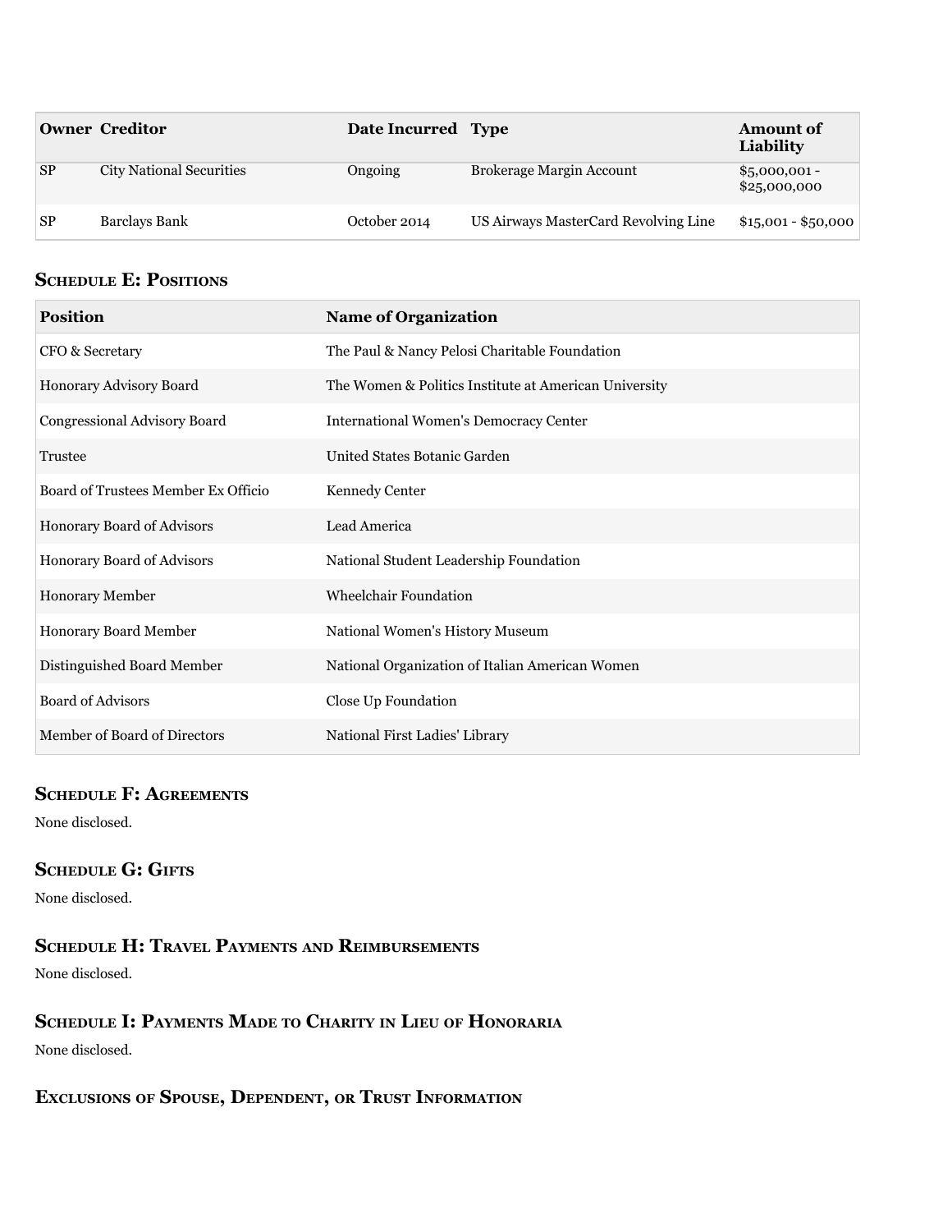| Owner | Creditor | Date Incurred | Type | Amount of Liability |
|---|---|---|---|---|
| SP | City National Securities | Ongoing | Brokerage Margin Account | $5,000,001 - $25,000,000 |
| SP | Barclays Bank | October 2014 | US Airways MasterCard Revolving Line | $15,001 - $50,000 |

## Schedule E: Positions

| Position | Name of Organization |
|---|---|
| CFO & Secretary | The Paul & Nancy Pelosi Charitable Foundation |
| Honorary Advisory Board | The Women & Politics Institute at American University |
| Congressional Advisory Board | International Women's Democracy Center |
| Trustee | United States Botanic Garden |
| Board of Trustees Member Ex Officio | Kennedy Center |
| Honorary Board of Advisors | Lead America |
| Honorary Board of Advisors | National Student Leadership Foundation |
| Honorary Member | Wheelchair Foundation |
| Honorary Board Member | National Women's History Museum |
| Distinguished Board Member | National Organization of Italian American Women |
| Board of Advisors | Close Up Foundation |
| Member of Board of Directors | National First Ladies' Library |

## Schedule F: Agreements

None disclosed.

## Schedule G: Gifts

None disclosed.

## Schedule H: Travel Payments and Reimbursements

None disclosed.

## Schedule I: Payments Made to Charity in Lieu of Honoraria

None disclosed.

## Exclusions of Spouse, Dependent, or Trust Information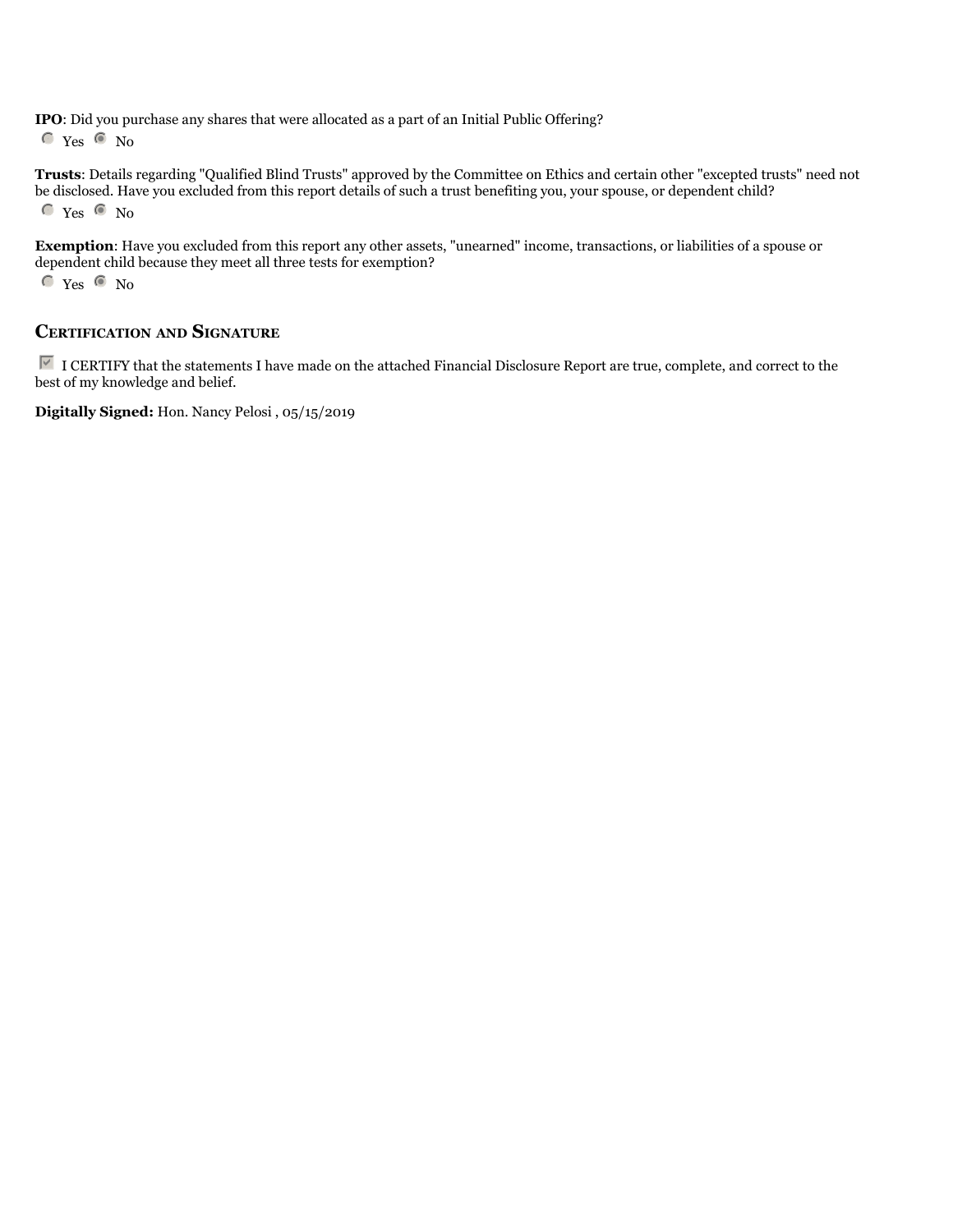**IPO**: Did you purchase any shares that were allocated as a part of an Initial Public Offering?

○ Yes ● No

**Trusts**: Details regarding "Qualified Blind Trusts" approved by the Committee on Ethics and certain other "excepted trusts" need not be disclosed. Have you excluded from this report details of such a trust benefiting you, your spouse, or dependent child?

○ Yes ● No

**Exemption**: Have you excluded from this report any other assets, "unearned" income, transactions, or liabilities of a spouse or dependent child because they meet all three tests for exemption?

○ Yes ● No

## Certification and Signature

☑ I CERTIFY that the statements I have made on the attached Financial Disclosure Report are true, complete, and correct to the best of my knowledge and belief.

**Digitally Signed:** Hon. Nancy Pelosi , 05/15/2019